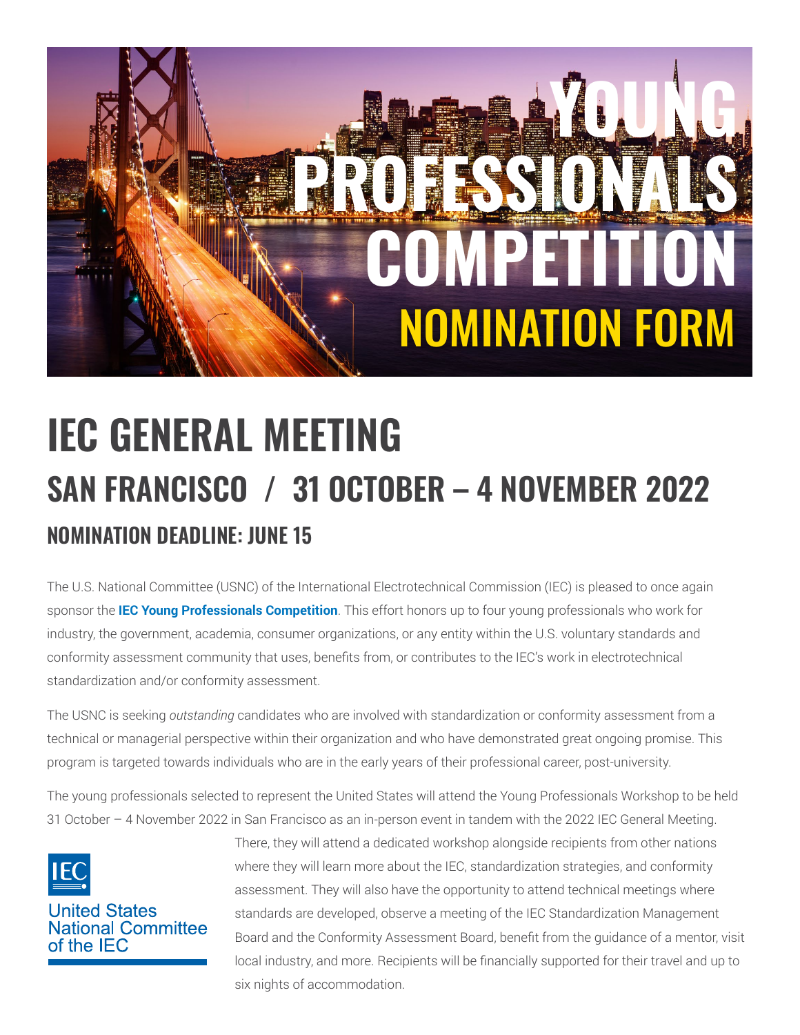# YOUNG PROFESSIONALS COMPETITION

## NOMINATION FORM

# IEC GENERAL MEETING

## SAN FRANCISCO / 31 OCTOBER – 4 NOVEMBER 2022

### NOMINATION DEADLINE: JUNE 15

The U.S. National Committee (USNC) of the International Electrotechnical Commission (IEC) is pleased to once again sponsor the **IEC Young Professionals Competition**. This effort honors up to four young professionals who work for industry, the government, academia, consumer organizations, or any entity within the U.S. voluntary standards and conformity assessment community that uses, benefits from, or contributes to the IEC's work in electrotechnical standardization and/or conformity assessment.

The USNC is seeking *outstanding* candidates who are involved with standardization or conformity assessment from a technical or managerial perspective within their organization and who have demonstrated great ongoing promise. This program is targeted towards individuals who are in the early years of their professional career, post-university.

The young professionals selected to represent the United States will attend the Young Professionals Workshop to be held 31 October – 4 November 2022 in San Francisco as an in-person event in tandem with the 2022 IEC General Meeting. There, they will attend a dedicated workshop alongside recipients from other nations where they will learn more about the IEC, standardization strategies, and conformity assessment. They will also have the opportunity to attend technical meetings where standards are developed, observe a meeting of the IEC Standardization Management Board and the Conformity Assessment Board, benefit from the guidance of a mentor, visit local industry, and more. Recipients will be financially supported for their travel and up to six nights of accommodation.

IEC
United States National Committee of the IEC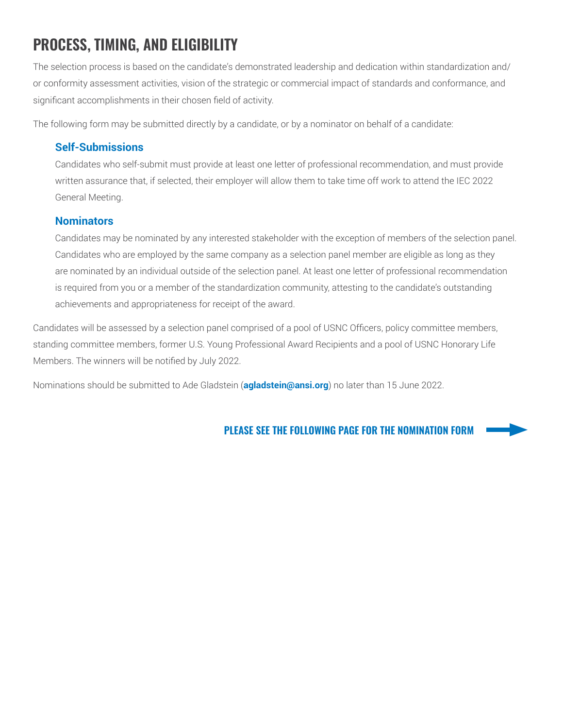## PROCESS, TIMING, AND ELIGIBILITY

The selection process is based on the candidate's demonstrated leadership and dedication within standardization and/or conformity assessment activities, vision of the strategic or commercial impact of standards and conformance, and significant accomplishments in their chosen field of activity.

The following form may be submitted directly by a candidate, or by a nominator on behalf of a candidate:

### Self-Submissions

Candidates who self-submit must provide at least one letter of professional recommendation, and must provide written assurance that, if selected, their employer will allow them to take time off work to attend the IEC 2022 General Meeting.

### Nominators

Candidates may be nominated by any interested stakeholder with the exception of members of the selection panel. Candidates who are employed by the same company as a selection panel member are eligible as long as they are nominated by an individual outside of the selection panel. At least one letter of professional recommendation is required from you or a member of the standardization community, attesting to the candidate's outstanding achievements and appropriateness for receipt of the award.

Candidates will be assessed by a selection panel comprised of a pool of USNC Officers, policy committee members, standing committee members, former U.S. Young Professional Award Recipients and a pool of USNC Honorary Life Members. The winners will be notified by July 2022.

Nominations should be submitted to Ade Gladstein (**agladstein@ansi.org**) no later than 15 June 2022.

**PLEASE SEE THE FOLLOWING PAGE FOR THE NOMINATION FORM**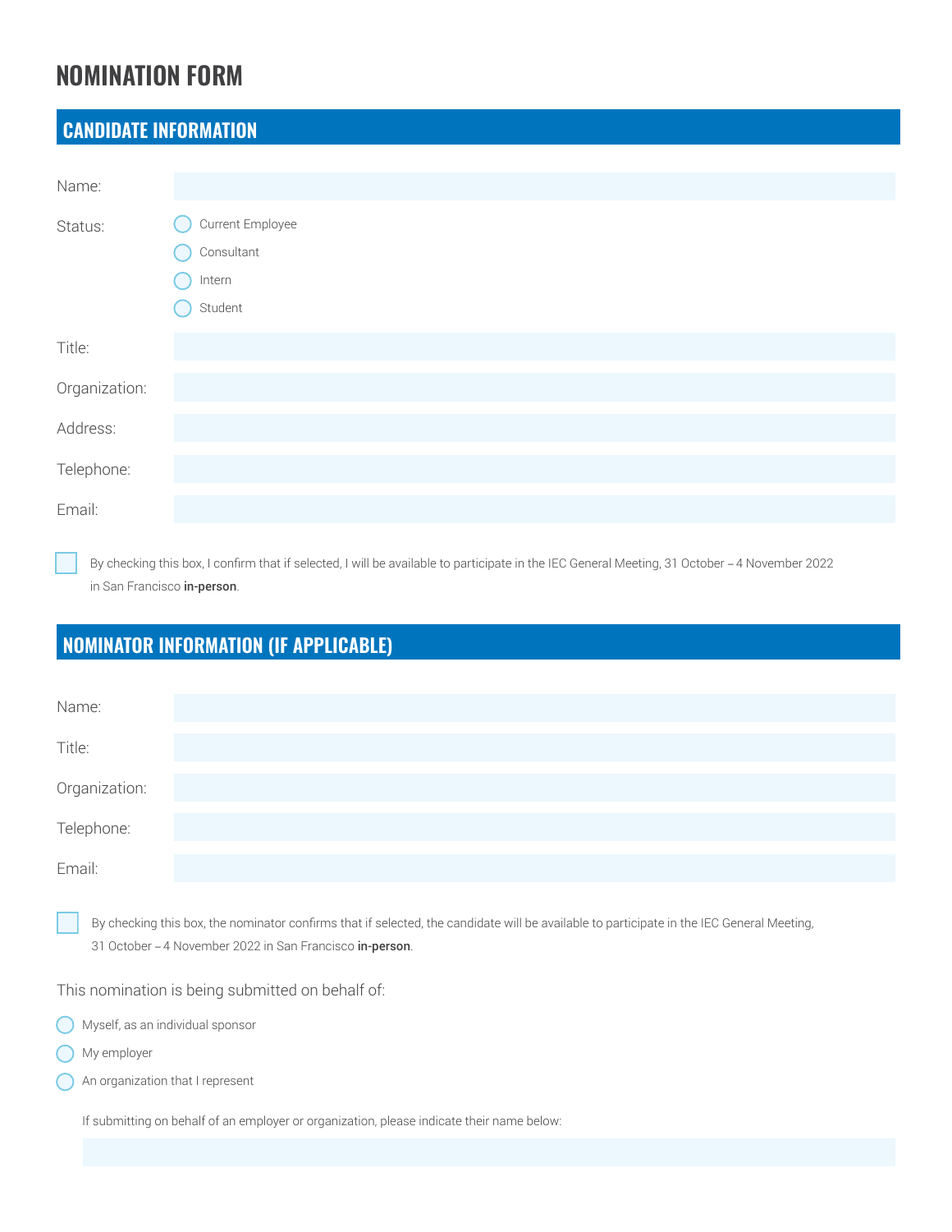# NOMINATION FORM

## CANDIDATE INFORMATION

Name:

Status:

- ◯ Current Employee
- ◯ Consultant
- ◯ Intern
- ◯ Student

Title:

Organization:

Address:

Telephone:

Email:

☐ By checking this box, I confirm that if selected, I will be available to participate in the IEC General Meeting, 31 October – 4 November 2022 in San Francisco **in-person**.

## NOMINATOR INFORMATION (IF APPLICABLE)

Name:

Title:

Organization:

Telephone:

Email:

☐ By checking this box, the nominator confirms that if selected, the candidate will be available to participate in the IEC General Meeting, 31 October – 4 November 2022 in San Francisco **in-person**.

This nomination is being submitted on behalf of:

- ◯ Myself, as an individual sponsor
- ◯ My employer
- ◯ An organization that I represent

If submitting on behalf of an employer or organization, please indicate their name below: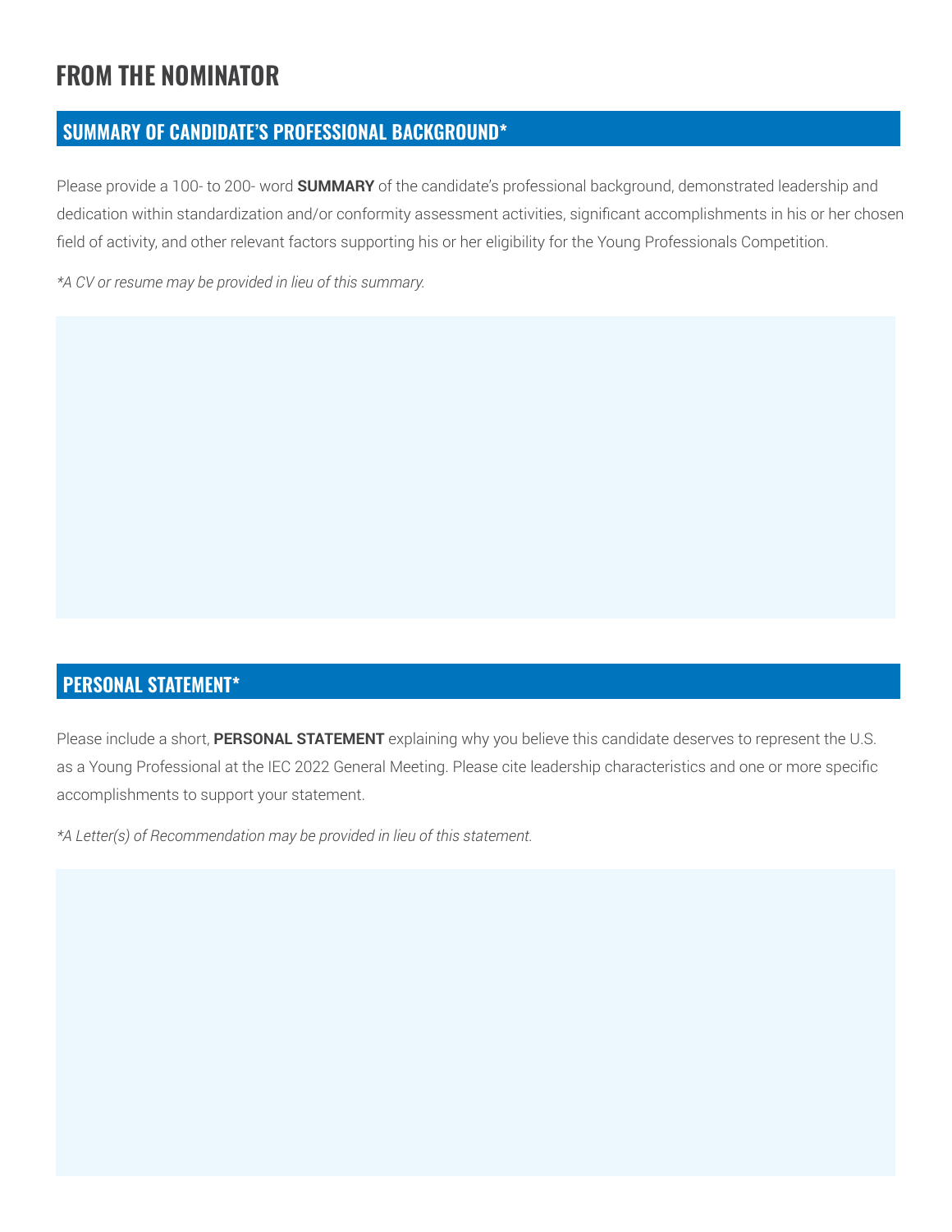# FROM THE NOMINATOR

## SUMMARY OF CANDIDATE'S PROFESSIONAL BACKGROUND*

Please provide a 100- to 200- word **SUMMARY** of the candidate's professional background, demonstrated leadership and dedication within standardization and/or conformity assessment activities, significant accomplishments in his or her chosen field of activity, and other relevant factors supporting his or her eligibility for the Young Professionals Competition.

*\*A CV or resume may be provided in lieu of this summary.*

## PERSONAL STATEMENT*

Please include a short, **PERSONAL STATEMENT** explaining why you believe this candidate deserves to represent the U.S. as a Young Professional at the IEC 2022 General Meeting. Please cite leadership characteristics and one or more specific accomplishments to support your statement.

*\*A Letter(s) of Recommendation may be provided in lieu of this statement.*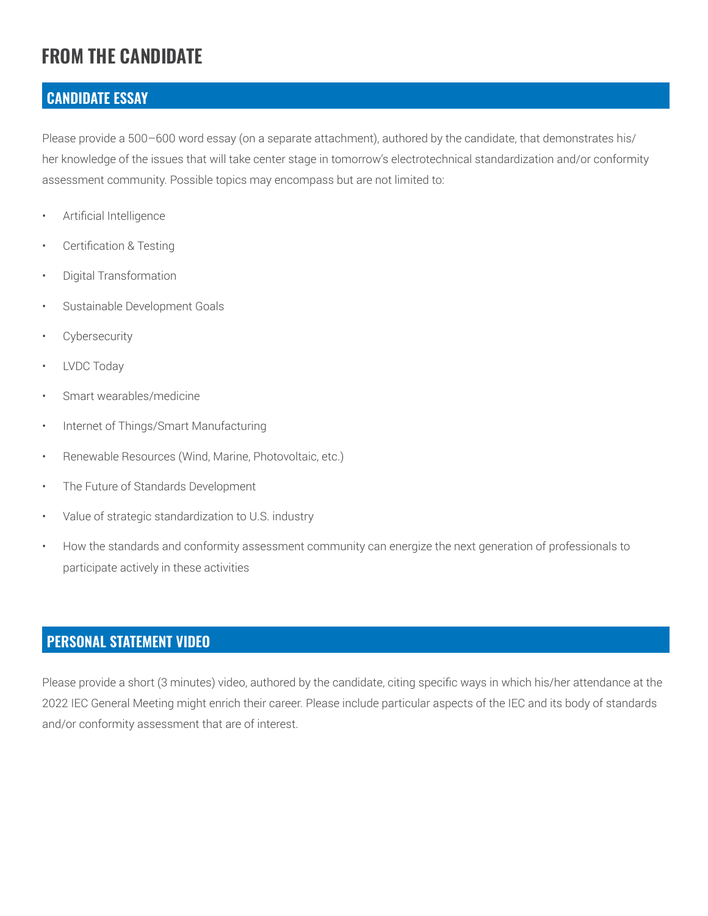# FROM THE CANDIDATE

## CANDIDATE ESSAY

Please provide a 500–600 word essay (on a separate attachment), authored by the candidate, that demonstrates his/her knowledge of the issues that will take center stage in tomorrow's electrotechnical standardization and/or conformity assessment community. Possible topics may encompass but are not limited to:

- Artificial Intelligence
- Certification & Testing
- Digital Transformation
- Sustainable Development Goals
- Cybersecurity
- LVDC Today
- Smart wearables/medicine
- Internet of Things/Smart Manufacturing
- Renewable Resources (Wind, Marine, Photovoltaic, etc.)
- The Future of Standards Development
- Value of strategic standardization to U.S. industry
- How the standards and conformity assessment community can energize the next generation of professionals to participate actively in these activities

## PERSONAL STATEMENT VIDEO

Please provide a short (3 minutes) video, authored by the candidate, citing specific ways in which his/her attendance at the 2022 IEC General Meeting might enrich their career. Please include particular aspects of the IEC and its body of standards and/or conformity assessment that are of interest.